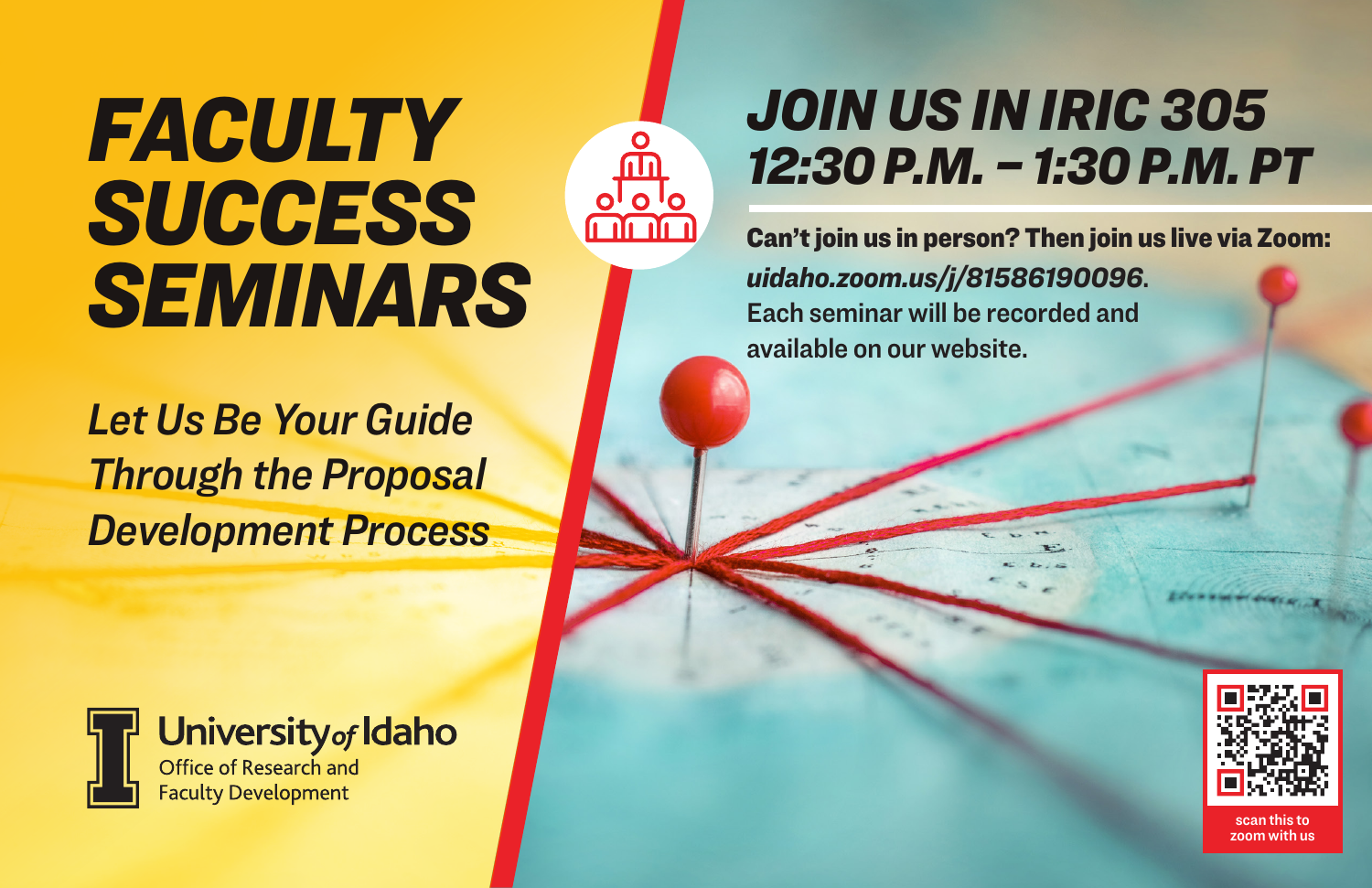# FACULTY SUCCESS SEMINARS

*Let Us Be Your Guide Through the Proposal Development Process*

University of Idaho
Office of Research and Faculty Development

## *JOIN US IN IRIC 305*
## *12:30 P.M. – 1:30 P.M. PT*

**Can't join us in person? Then join us live via Zoom:**
***uidaho.zoom.us/j/81586190096*.**
Each seminar will be recorded and available on our website.

scan this to zoom with us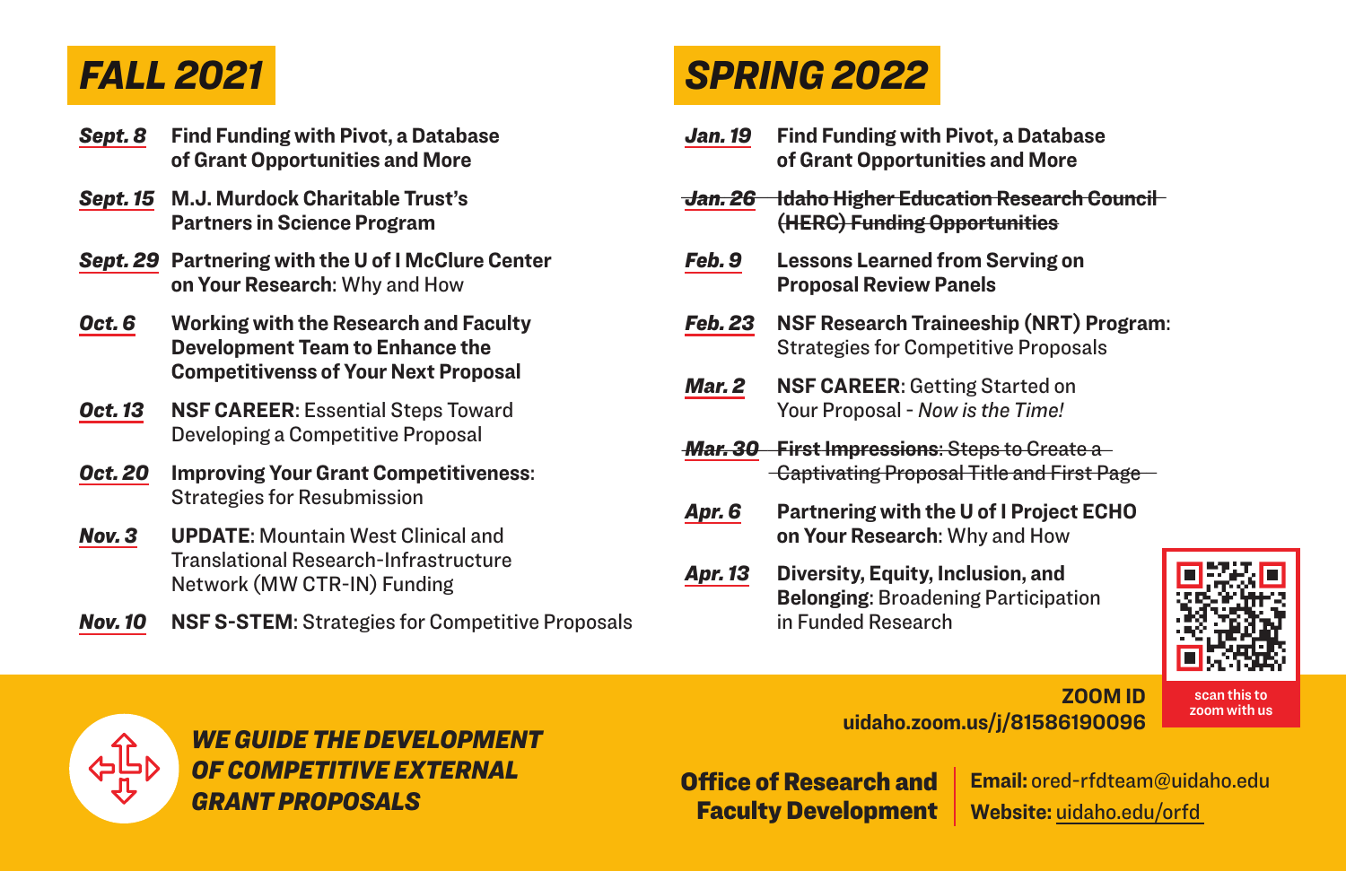## FALL 2021

- ***Sept. 8*** **Find Funding with Pivot, a Database of Grant Opportunities and More**
- ***Sept. 15*** **M.J. Murdock Charitable Trust's Partners in Science Program**
- ***Sept. 29*** **Partnering with the U of I McClure Center on Your Research**: Why and How
- ***Oct. 6*** **Working with the Research and Faculty Development Team to Enhance the Competitivenss of Your Next Proposal**
- ***Oct. 13*** **NSF CAREER**: Essential Steps Toward Developing a Competitive Proposal
- ***Oct. 20*** **Improving Your Grant Competitiveness**: Strategies for Resubmission
- ***Nov. 3*** **UPDATE**: Mountain West Clinical and Translational Research-Infrastructure Network (MW CTR-IN) Funding
- ***Nov. 10*** **NSF S-STEM**: Strategies for Competitive Proposals

## SPRING 2022

- ***Jan. 19*** **Find Funding with Pivot, a Database of Grant Opportunities and More**
- ~~***Jan. 26*** **Idaho Higher Education Research Council (HERC) Funding Opportunities**~~
- ***Feb. 9*** **Lessons Learned from Serving on Proposal Review Panels**
- ***Feb. 23*** **NSF Research Traineeship (NRT) Program**: Strategies for Competitive Proposals
- ***Mar. 2*** **NSF CAREER**: Getting Started on Your Proposal - *Now is the Time!*
- ~~***Mar. 30*** **First Impressions**: Steps to Create a Captivating Proposal Title and First Page~~
- ***Apr. 6*** **Partnering with the U of I Project ECHO on Your Research**: Why and How
- ***Apr. 13*** **Diversity, Equity, Inclusion, and Belonging**: Broadening Participation in Funded Research

scan this to zoom with us

**ZOOM ID**
**uidaho.zoom.us/j/81586190096**

***WE GUIDE THE DEVELOPMENT OF COMPETITIVE EXTERNAL GRANT PROPOSALS***

**Office of Research and Faculty Development**

**Email:** ored-rfdteam@uidaho.edu
**Website:** uidaho.edu/orfd